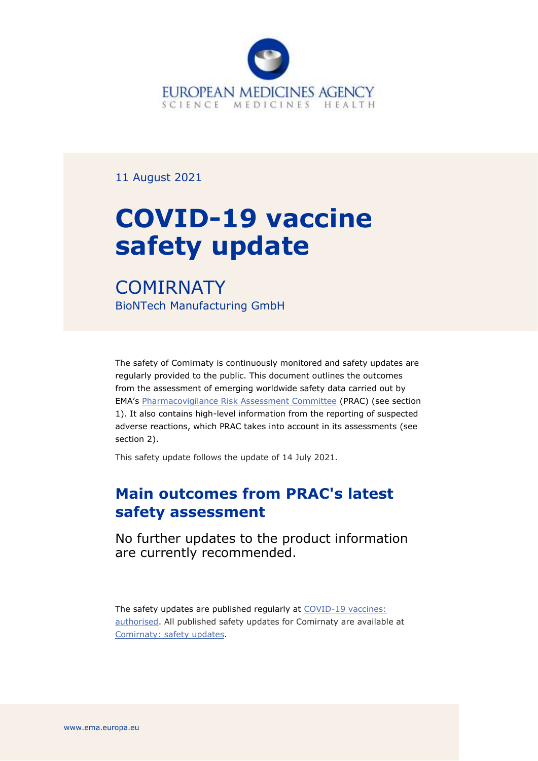EUROPEAN MEDICINES AGENCY
SCIENCE MEDICINES HEALTH

11 August 2021

# COVID-19 vaccine safety update

## COMIRNATY

BioNTech Manufacturing GmbH

The safety of Comirnaty is continuously monitored and safety updates are regularly provided to the public. This document outlines the outcomes from the assessment of emerging worldwide safety data carried out by EMA's [Pharmacovigilance Risk Assessment Committee](https://www.ema.europa.eu/) (PRAC) (see section 1). It also contains high-level information from the reporting of suspected adverse reactions, which PRAC takes into account in its assessments (see section 2).

This safety update follows the update of 14 July 2021.

## Main outcomes from PRAC's latest safety assessment

No further updates to the product information are currently recommended.

The safety updates are published regularly at [COVID-19 vaccines: authorised](https://www.ema.europa.eu/). All published safety updates for Comirnaty are available at [Comirnaty: safety updates](https://www.ema.europa.eu/).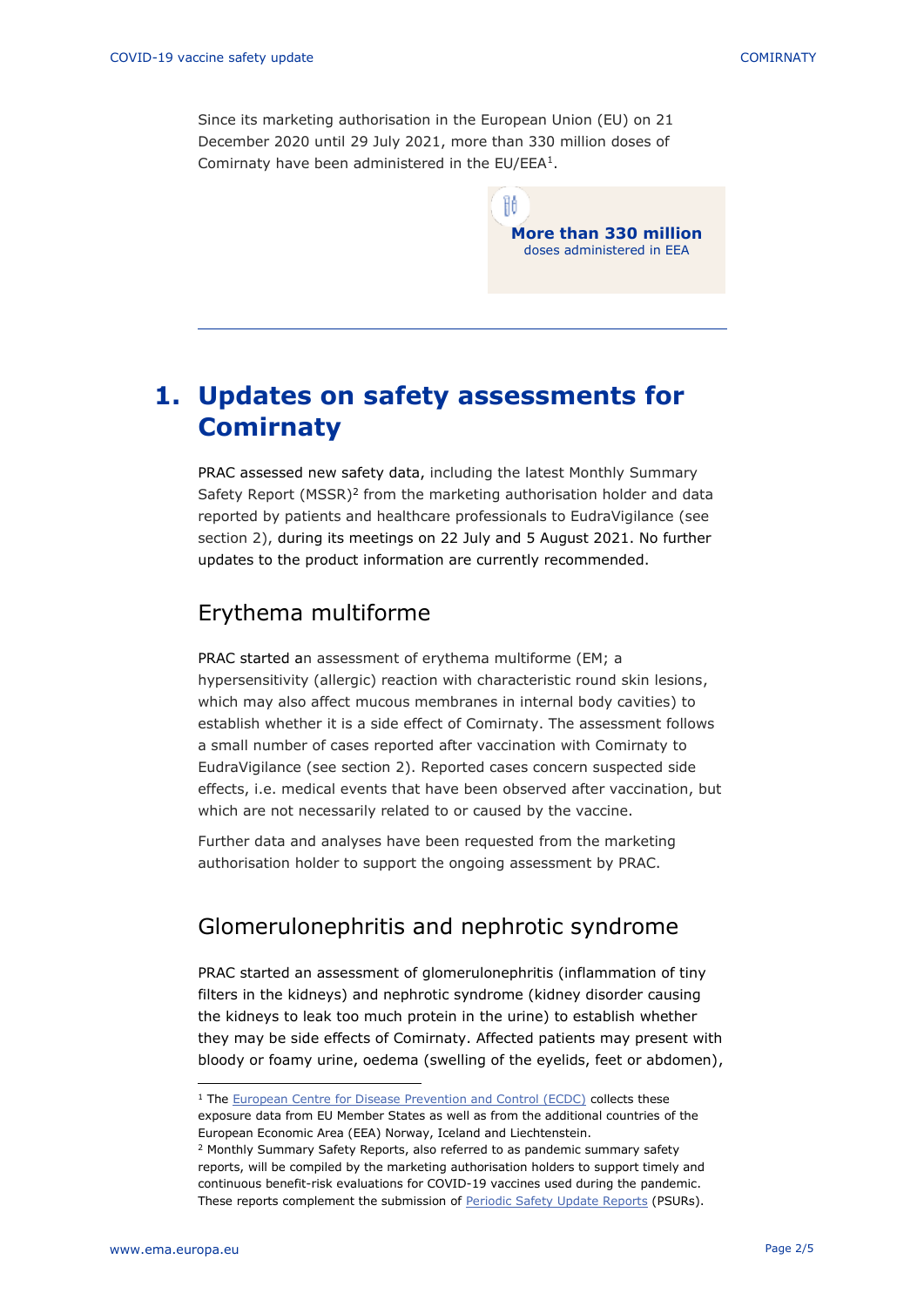Since its marketing authorisation in the European Union (EU) on 21 December 2020 until 29 July 2021, more than 330 million doses of Comirnaty have been administered in the EU/EEA[1].

**More than 330 million**
doses administered in EEA

---

# 1. Updates on safety assessments for Comirnaty

PRAC assessed new safety data, including the latest Monthly Summary Safety Report (MSSR)[2] from the marketing authorisation holder and data reported by patients and healthcare professionals to EudraVigilance (see section 2), during its meetings on 22 July and 5 August 2021. No further updates to the product information are currently recommended.

## Erythema multiforme

PRAC started an assessment of erythema multiforme (EM; a hypersensitivity (allergic) reaction with characteristic round skin lesions, which may also affect mucous membranes in internal body cavities) to establish whether it is a side effect of Comirnaty. The assessment follows a small number of cases reported after vaccination with Comirnaty to EudraVigilance (see section 2). Reported cases concern suspected side effects, i.e. medical events that have been observed after vaccination, but which are not necessarily related to or caused by the vaccine.

Further data and analyses have been requested from the marketing authorisation holder to support the ongoing assessment by PRAC.

## Glomerulonephritis and nephrotic syndrome

PRAC started an assessment of glomerulonephritis (inflammation of tiny filters in the kidneys) and nephrotic syndrome (kidney disorder causing the kidneys to leak too much protein in the urine) to establish whether they may be side effects of Comirnaty. Affected patients may present with bloody or foamy urine, oedema (swelling of the eyelids, feet or abdomen),

---

[1] The European Centre for Disease Prevention and Control (ECDC) collects these exposure data from EU Member States as well as from the additional countries of the European Economic Area (EEA) Norway, Iceland and Liechtenstein.

[2] Monthly Summary Safety Reports, also referred to as pandemic summary safety reports, will be compiled by the marketing authorisation holders to support timely and continuous benefit-risk evaluations for COVID-19 vaccines used during the pandemic. These reports complement the submission of Periodic Safety Update Reports (PSURs).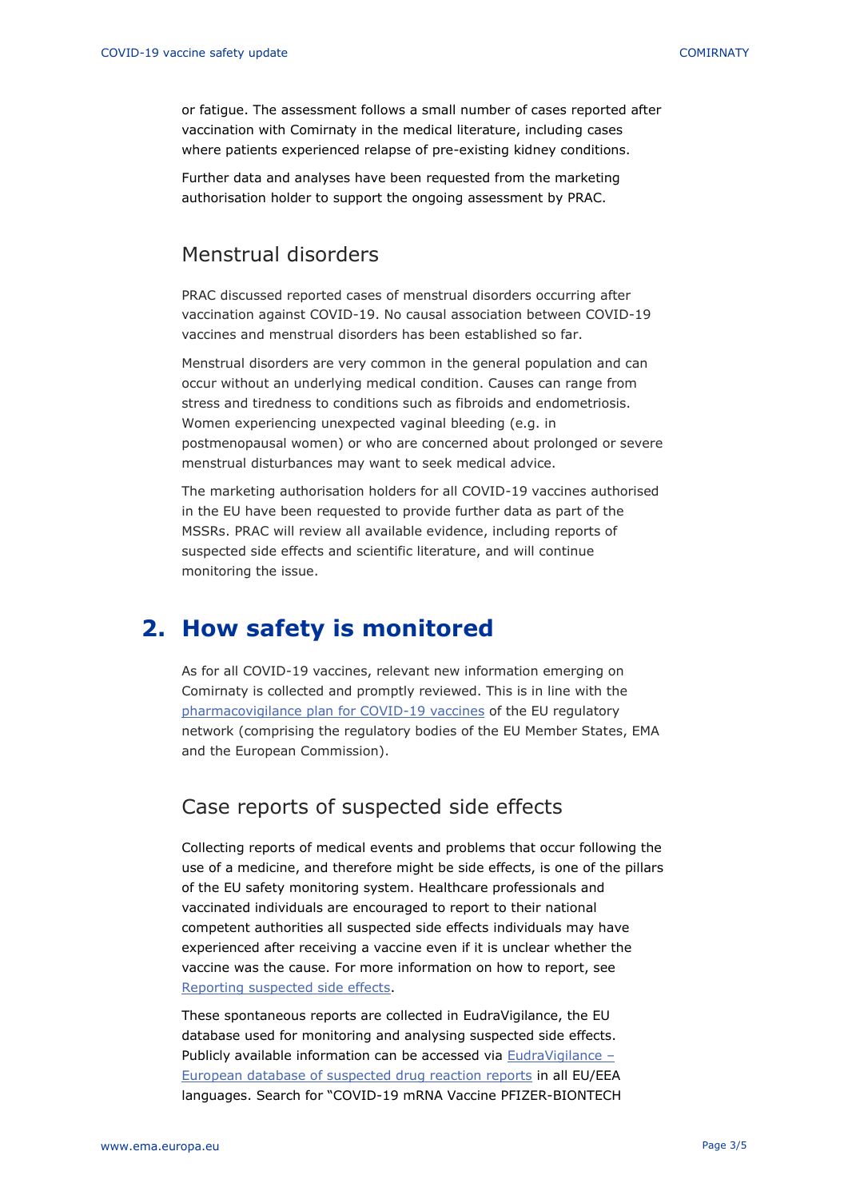or fatigue. The assessment follows a small number of cases reported after vaccination with Comirnaty in the medical literature, including cases where patients experienced relapse of pre-existing kidney conditions.

Further data and analyses have been requested from the marketing authorisation holder to support the ongoing assessment by PRAC.

### Menstrual disorders

PRAC discussed reported cases of menstrual disorders occurring after vaccination against COVID-19. No causal association between COVID-19 vaccines and menstrual disorders has been established so far.

Menstrual disorders are very common in the general population and can occur without an underlying medical condition. Causes can range from stress and tiredness to conditions such as fibroids and endometriosis. Women experiencing unexpected vaginal bleeding (e.g. in postmenopausal women) or who are concerned about prolonged or severe menstrual disturbances may want to seek medical advice.

The marketing authorisation holders for all COVID-19 vaccines authorised in the EU have been requested to provide further data as part of the MSSRs. PRAC will review all available evidence, including reports of suspected side effects and scientific literature, and will continue monitoring the issue.

## 2. How safety is monitored

As for all COVID-19 vaccines, relevant new information emerging on Comirnaty is collected and promptly reviewed. This is in line with the [pharmacovigilance plan for COVID-19 vaccines]() of the EU regulatory network (comprising the regulatory bodies of the EU Member States, EMA and the European Commission).

### Case reports of suspected side effects

Collecting reports of medical events and problems that occur following the use of a medicine, and therefore might be side effects, is one of the pillars of the EU safety monitoring system. Healthcare professionals and vaccinated individuals are encouraged to report to their national competent authorities all suspected side effects individuals may have experienced after receiving a vaccine even if it is unclear whether the vaccine was the cause. For more information on how to report, see [Reporting suspected side effects]().

These spontaneous reports are collected in EudraVigilance, the EU database used for monitoring and analysing suspected side effects. Publicly available information can be accessed via [EudraVigilance – European database of suspected drug reaction reports]() in all EU/EEA languages. Search for "COVID-19 mRNA Vaccine PFIZER-BIONTECH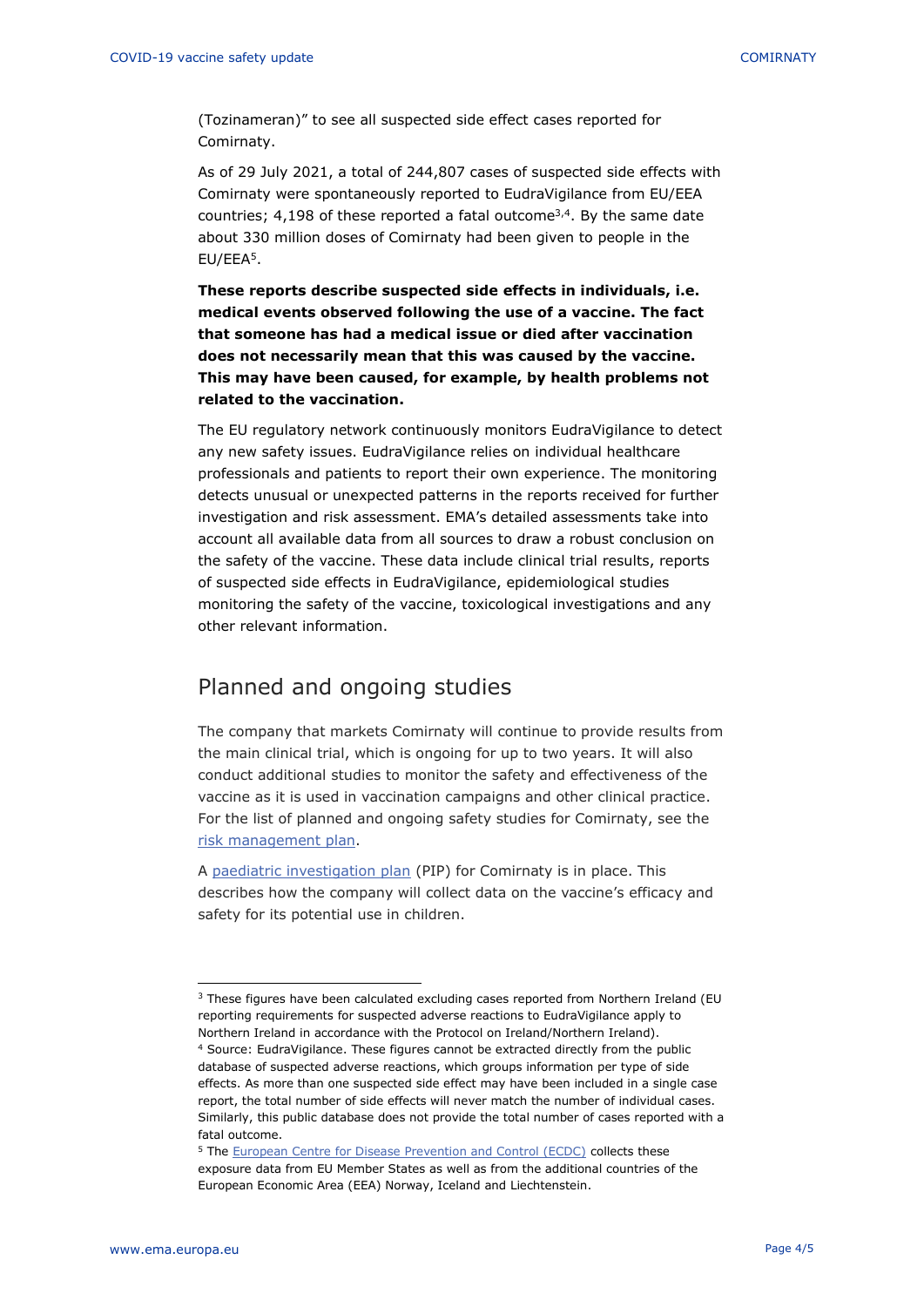(Tozinameran)" to see all suspected side effect cases reported for Comirnaty.

As of 29 July 2021, a total of 244,807 cases of suspected side effects with Comirnaty were spontaneously reported to EudraVigilance from EU/EEA countries; 4,198 of these reported a fatal outcome[3,4]. By the same date about 330 million doses of Comirnaty had been given to people in the EU/EEA[5].

**These reports describe suspected side effects in individuals, i.e. medical events observed following the use of a vaccine. The fact that someone has had a medical issue or died after vaccination does not necessarily mean that this was caused by the vaccine. This may have been caused, for example, by health problems not related to the vaccination.**

The EU regulatory network continuously monitors EudraVigilance to detect any new safety issues. EudraVigilance relies on individual healthcare professionals and patients to report their own experience. The monitoring detects unusual or unexpected patterns in the reports received for further investigation and risk assessment. EMA's detailed assessments take into account all available data from all sources to draw a robust conclusion on the safety of the vaccine. These data include clinical trial results, reports of suspected side effects in EudraVigilance, epidemiological studies monitoring the safety of the vaccine, toxicological investigations and any other relevant information.

## Planned and ongoing studies

The company that markets Comirnaty will continue to provide results from the main clinical trial, which is ongoing for up to two years. It will also conduct additional studies to monitor the safety and effectiveness of the vaccine as it is used in vaccination campaigns and other clinical practice. For the list of planned and ongoing safety studies for Comirnaty, see the risk management plan.

A paediatric investigation plan (PIP) for Comirnaty is in place. This describes how the company will collect data on the vaccine's efficacy and safety for its potential use in children.

---

[3] These figures have been calculated excluding cases reported from Northern Ireland (EU reporting requirements for suspected adverse reactions to EudraVigilance apply to Northern Ireland in accordance with the Protocol on Ireland/Northern Ireland).

[4] Source: EudraVigilance. These figures cannot be extracted directly from the public database of suspected adverse reactions, which groups information per type of side effects. As more than one suspected side effect may have been included in a single case report, the total number of side effects will never match the number of individual cases. Similarly, this public database does not provide the total number of cases reported with a fatal outcome.

[5] The European Centre for Disease Prevention and Control (ECDC) collects these exposure data from EU Member States as well as from the additional countries of the European Economic Area (EEA) Norway, Iceland and Liechtenstein.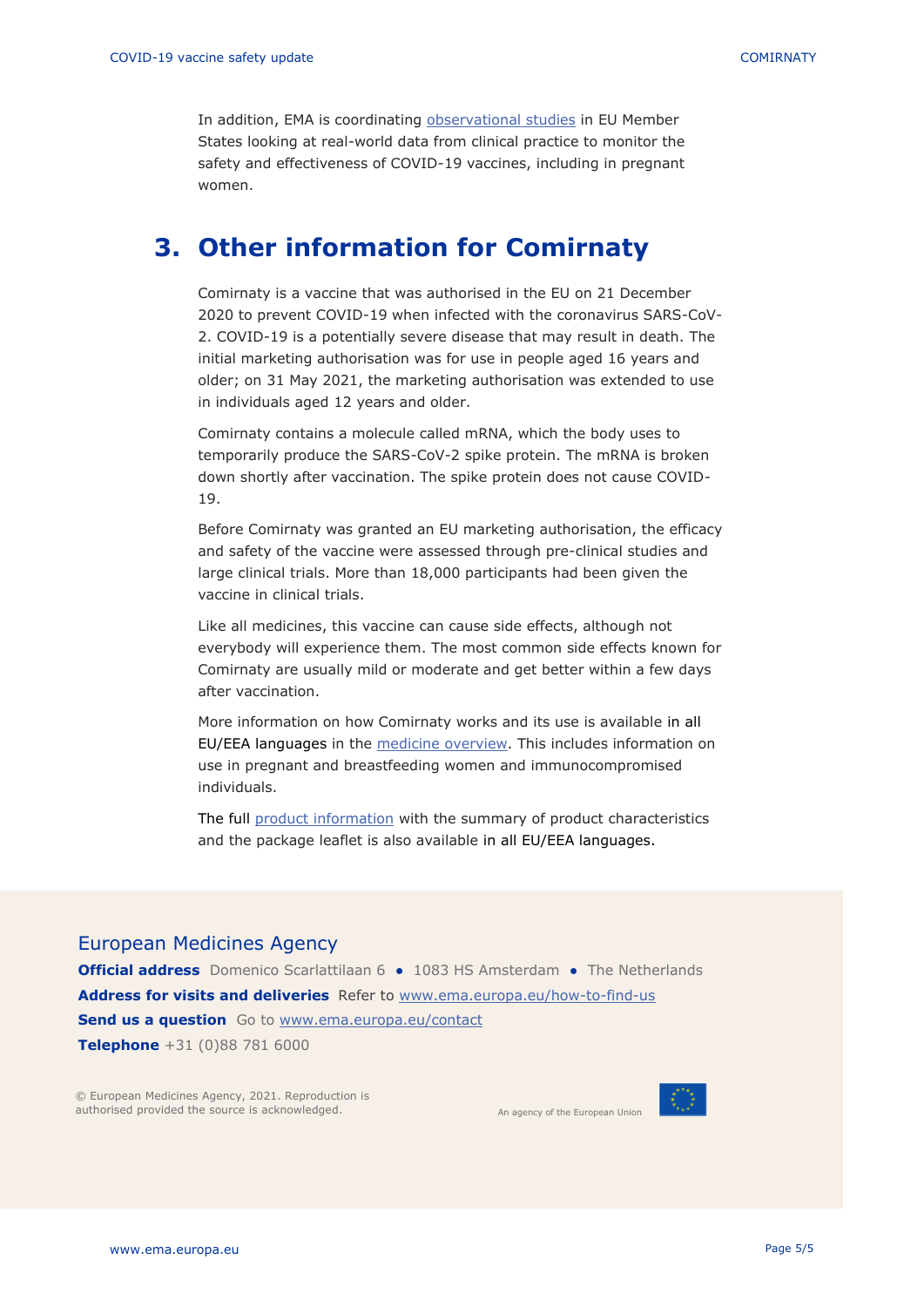In addition, EMA is coordinating observational studies in EU Member States looking at real-world data from clinical practice to monitor the safety and effectiveness of COVID-19 vaccines, including in pregnant women.

## 3. Other information for Comirnaty

Comirnaty is a vaccine that was authorised in the EU on 21 December 2020 to prevent COVID-19 when infected with the coronavirus SARS-CoV-2. COVID-19 is a potentially severe disease that may result in death. The initial marketing authorisation was for use in people aged 16 years and older; on 31 May 2021, the marketing authorisation was extended to use in individuals aged 12 years and older.

Comirnaty contains a molecule called mRNA, which the body uses to temporarily produce the SARS-CoV-2 spike protein. The mRNA is broken down shortly after vaccination. The spike protein does not cause COVID-19.

Before Comirnaty was granted an EU marketing authorisation, the efficacy and safety of the vaccine were assessed through pre-clinical studies and large clinical trials. More than 18,000 participants had been given the vaccine in clinical trials.

Like all medicines, this vaccine can cause side effects, although not everybody will experience them. The most common side effects known for Comirnaty are usually mild or moderate and get better within a few days after vaccination.

More information on how Comirnaty works and its use is available in all EU/EEA languages in the medicine overview. This includes information on use in pregnant and breastfeeding women and immunocompromised individuals.

The full product information with the summary of product characteristics and the package leaflet is also available in all EU/EEA languages.

European Medicines Agency

**Official address** Domenico Scarlattilaan 6 ● 1083 HS Amsterdam ● The Netherlands

**Address for visits and deliveries** Refer to www.ema.europa.eu/how-to-find-us

**Send us a question** Go to www.ema.europa.eu/contact

**Telephone** +31 (0)88 781 6000

© European Medicines Agency, 2021. Reproduction is authorised provided the source is acknowledged.

An agency of the European Union